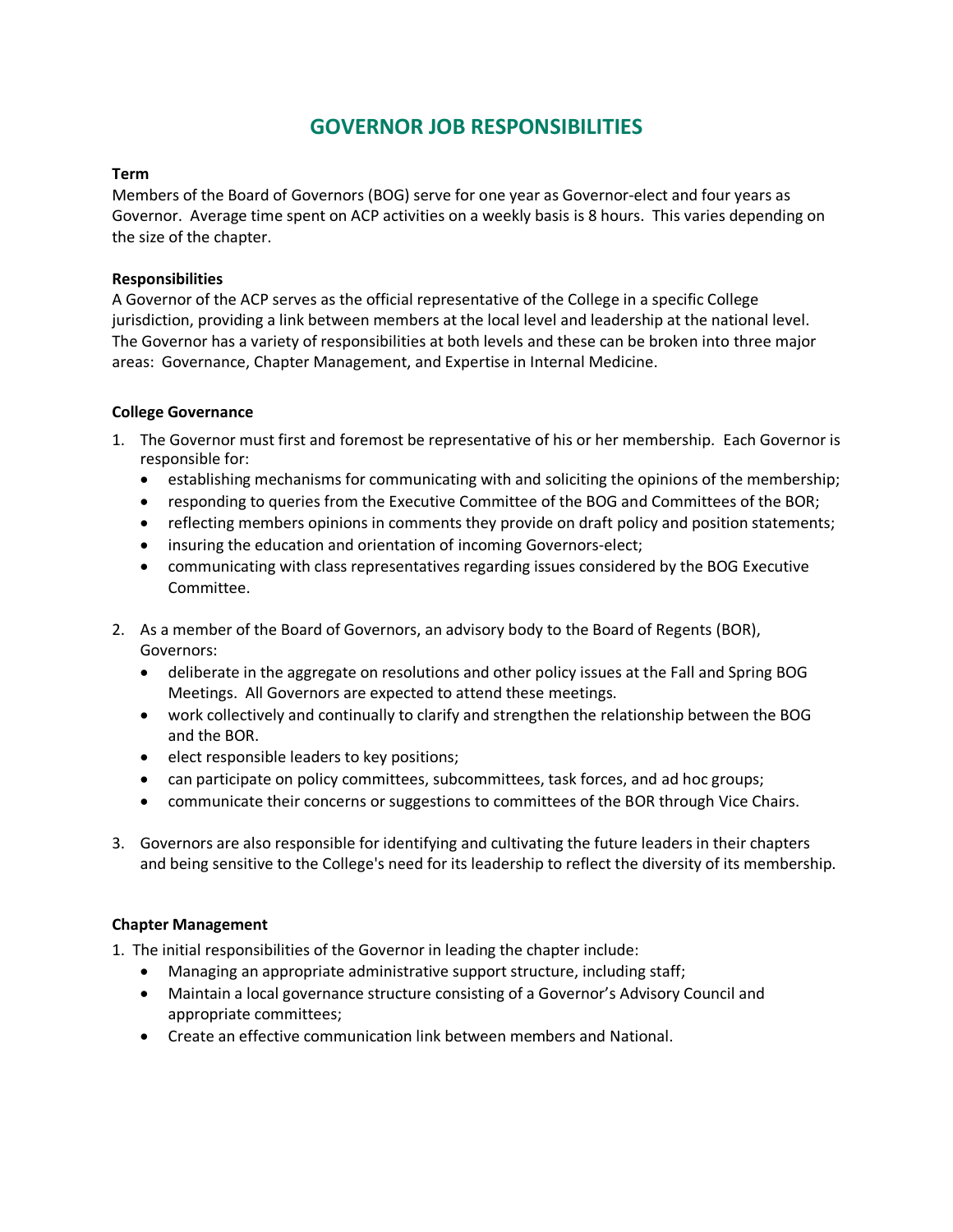# GOVERNOR JOB RESPONSIBILITIES

**Term**

Members of the Board of Governors (BOG) serve for one year as Governor-elect and four years as Governor. Average time spent on ACP activities on a weekly basis is 8 hours. This varies depending on the size of the chapter.

**Responsibilities**

A Governor of the ACP serves as the official representative of the College in a specific College jurisdiction, providing a link between members at the local level and leadership at the national level. The Governor has a variety of responsibilities at both levels and these can be broken into three major areas: Governance, Chapter Management, and Expertise in Internal Medicine.

**College Governance**

1. The Governor must first and foremost be representative of his or her membership. Each Governor is responsible for:
   - establishing mechanisms for communicating with and soliciting the opinions of the membership;
   - responding to queries from the Executive Committee of the BOG and Committees of the BOR;
   - reflecting members opinions in comments they provide on draft policy and position statements;
   - insuring the education and orientation of incoming Governors-elect;
   - communicating with class representatives regarding issues considered by the BOG Executive Committee.

2. As a member of the Board of Governors, an advisory body to the Board of Regents (BOR), Governors:
   - deliberate in the aggregate on resolutions and other policy issues at the Fall and Spring BOG Meetings. All Governors are expected to attend these meetings.
   - work collectively and continually to clarify and strengthen the relationship between the BOG and the BOR.
   - elect responsible leaders to key positions;
   - can participate on policy committees, subcommittees, task forces, and ad hoc groups;
   - communicate their concerns or suggestions to committees of the BOR through Vice Chairs.

3. Governors are also responsible for identifying and cultivating the future leaders in their chapters and being sensitive to the College's need for its leadership to reflect the diversity of its membership.

**Chapter Management**

1. The initial responsibilities of the Governor in leading the chapter include:
   - Managing an appropriate administrative support structure, including staff;
   - Maintain a local governance structure consisting of a Governor's Advisory Council and appropriate committees;
   - Create an effective communication link between members and National.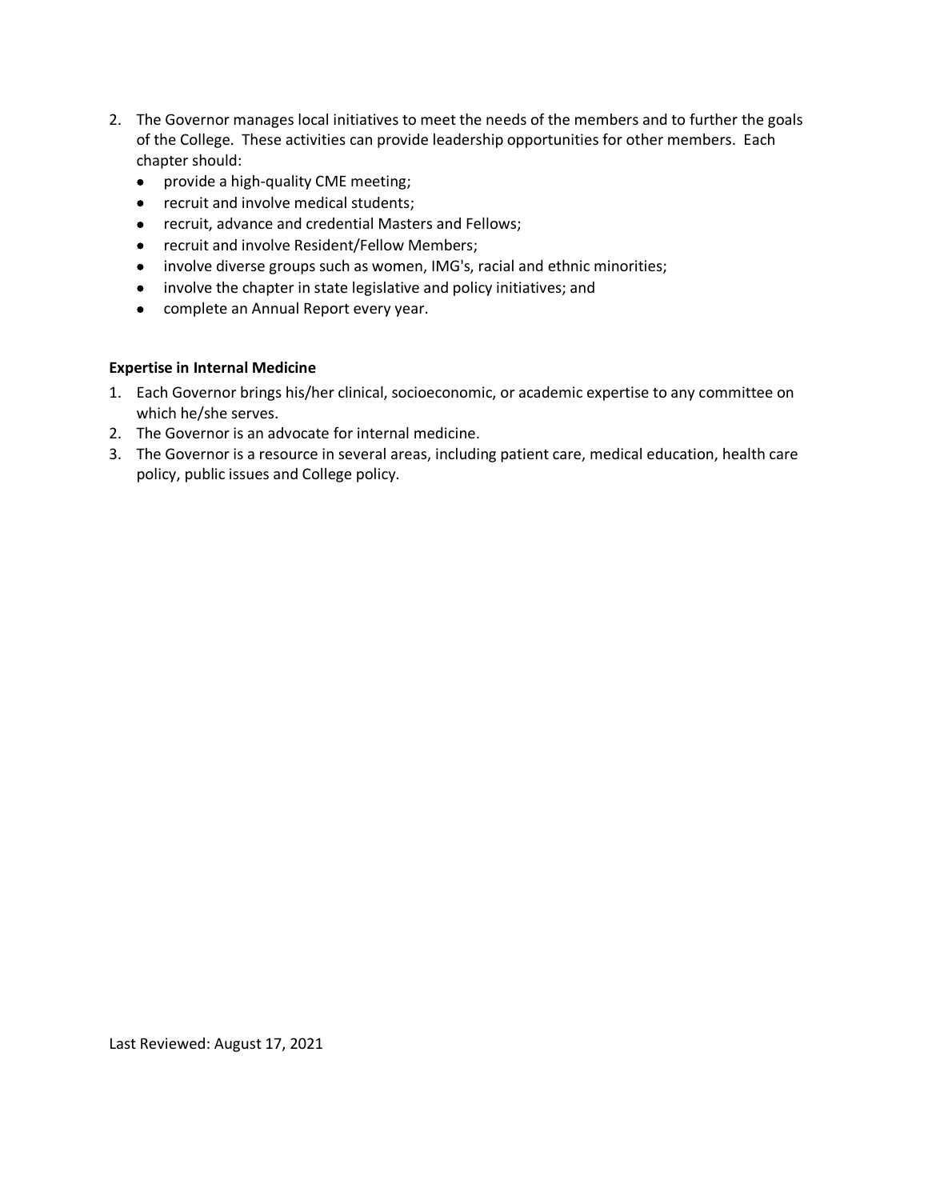2. The Governor manages local initiatives to meet the needs of the members and to further the goals of the College. These activities can provide leadership opportunities for other members. Each chapter should:
   - provide a high-quality CME meeting;
   - recruit and involve medical students;
   - recruit, advance and credential Masters and Fellows;
   - recruit and involve Resident/Fellow Members;
   - involve diverse groups such as women, IMG's, racial and ethnic minorities;
   - involve the chapter in state legislative and policy initiatives; and
   - complete an Annual Report every year.

**Expertise in Internal Medicine**

1. Each Governor brings his/her clinical, socioeconomic, or academic expertise to any committee on which he/she serves.
2. The Governor is an advocate for internal medicine.
3. The Governor is a resource in several areas, including patient care, medical education, health care policy, public issues and College policy.

Last Reviewed: August 17, 2021